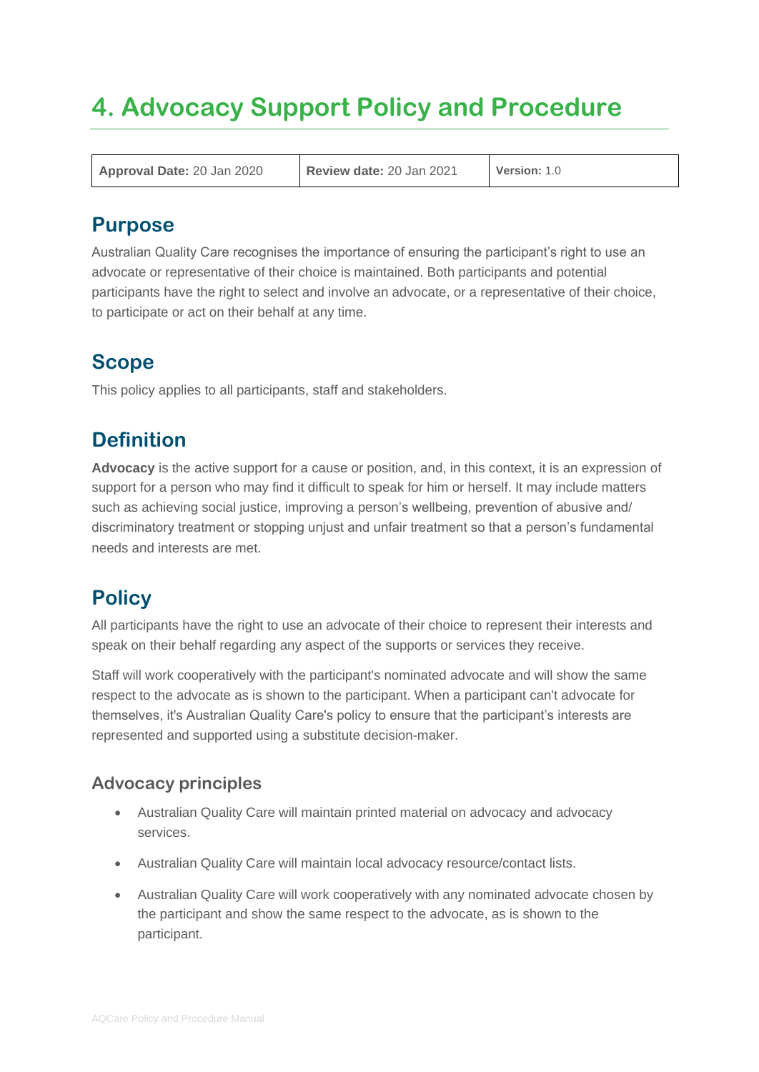# 4. Advocacy Support Policy and Procedure

| **Approval Date:** 20 Jan 2020 | **Review date:** 20 Jan 2021 | **Version:** 1.0 |
| --- | --- | --- |

## Purpose

Australian Quality Care recognises the importance of ensuring the participant's right to use an advocate or representative of their choice is maintained. Both participants and potential participants have the right to select and involve an advocate, or a representative of their choice, to participate or act on their behalf at any time.

## Scope

This policy applies to all participants, staff and stakeholders.

## Definition

**Advocacy** is the active support for a cause or position, and, in this context, it is an expression of support for a person who may find it difficult to speak for him or herself. It may include matters such as achieving social justice, improving a person's wellbeing, prevention of abusive and/ discriminatory treatment or stopping unjust and unfair treatment so that a person's fundamental needs and interests are met.

## Policy

All participants have the right to use an advocate of their choice to represent their interests and speak on their behalf regarding any aspect of the supports or services they receive.

Staff will work cooperatively with the participant's nominated advocate and will show the same respect to the advocate as is shown to the participant. When a participant can't advocate for themselves, it's Australian Quality Care's policy to ensure that the participant's interests are represented and supported using a substitute decision-maker.

### Advocacy principles

- Australian Quality Care will maintain printed material on advocacy and advocacy services.
- Australian Quality Care will maintain local advocacy resource/contact lists.
- Australian Quality Care will work cooperatively with any nominated advocate chosen by the participant and show the same respect to the advocate, as is shown to the participant.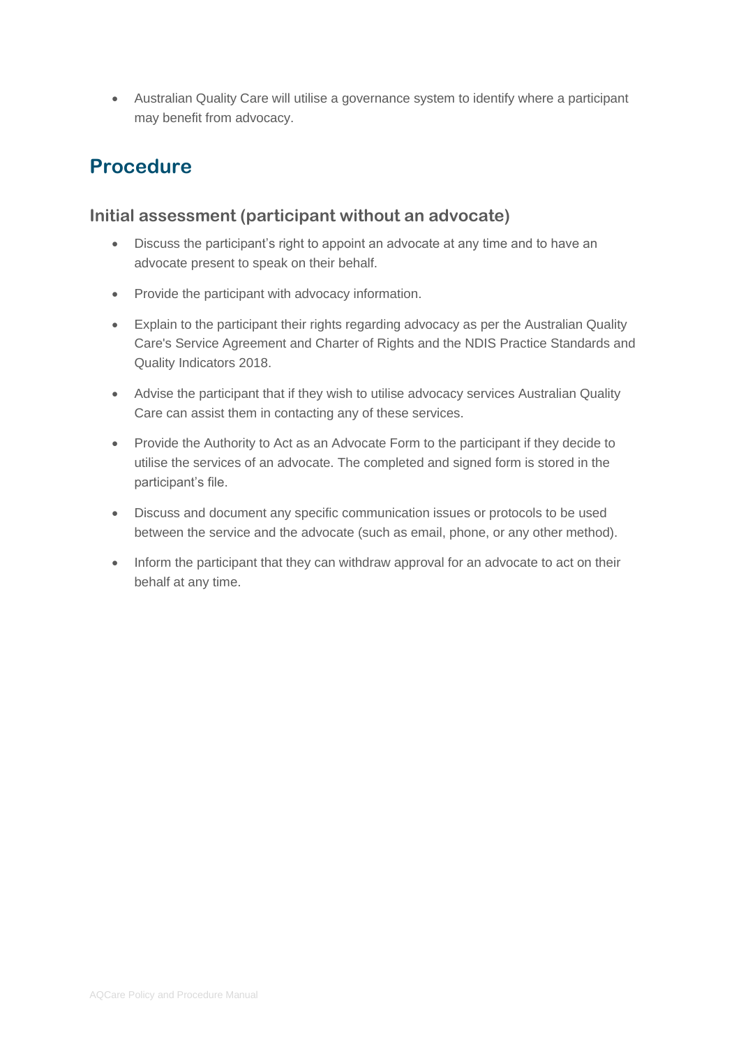- Australian Quality Care will utilise a governance system to identify where a participant may benefit from advocacy.

## Procedure

### Initial assessment (participant without an advocate)

- Discuss the participant's right to appoint an advocate at any time and to have an advocate present to speak on their behalf.
- Provide the participant with advocacy information.
- Explain to the participant their rights regarding advocacy as per the Australian Quality Care's Service Agreement and Charter of Rights and the NDIS Practice Standards and Quality Indicators 2018.
- Advise the participant that if they wish to utilise advocacy services Australian Quality Care can assist them in contacting any of these services.
- Provide the Authority to Act as an Advocate Form to the participant if they decide to utilise the services of an advocate. The completed and signed form is stored in the participant's file.
- Discuss and document any specific communication issues or protocols to be used between the service and the advocate (such as email, phone, or any other method).
- Inform the participant that they can withdraw approval for an advocate to act on their behalf at any time.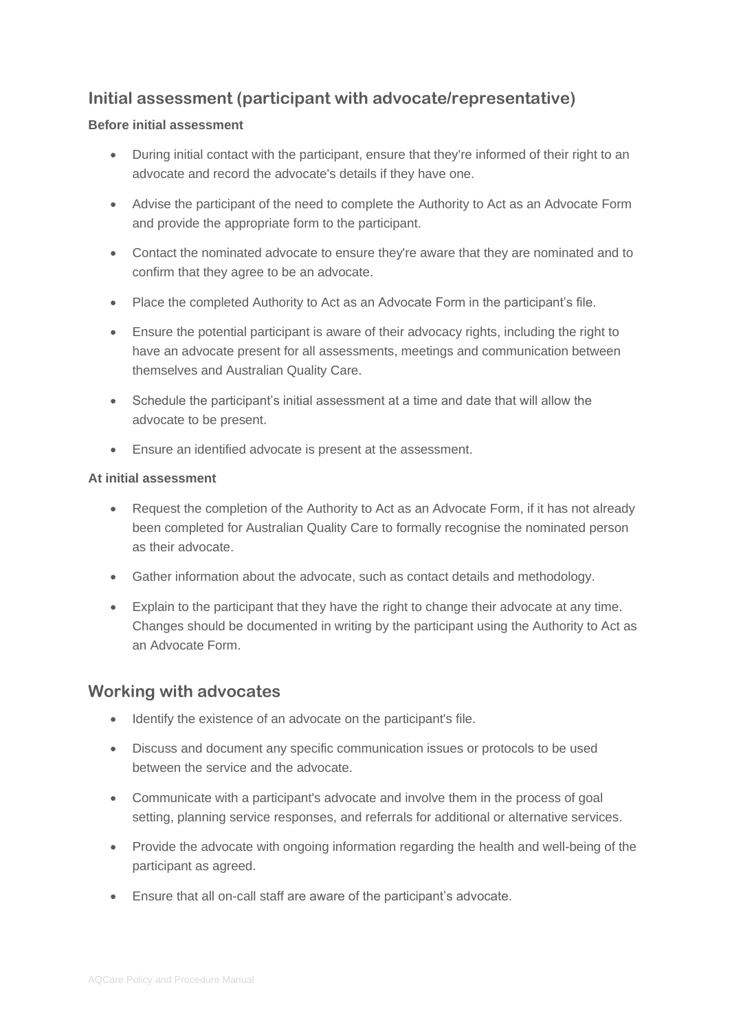## Initial assessment (participant with advocate/representative)

**Before initial assessment**

- During initial contact with the participant, ensure that they're informed of their right to an advocate and record the advocate's details if they have one.
- Advise the participant of the need to complete the Authority to Act as an Advocate Form and provide the appropriate form to the participant.
- Contact the nominated advocate to ensure they're aware that they are nominated and to confirm that they agree to be an advocate.
- Place the completed Authority to Act as an Advocate Form in the participant's file.
- Ensure the potential participant is aware of their advocacy rights, including the right to have an advocate present for all assessments, meetings and communication between themselves and Australian Quality Care.
- Schedule the participant's initial assessment at a time and date that will allow the advocate to be present.
- Ensure an identified advocate is present at the assessment.

**At initial assessment**

- Request the completion of the Authority to Act as an Advocate Form, if it has not already been completed for Australian Quality Care to formally recognise the nominated person as their advocate.
- Gather information about the advocate, such as contact details and methodology.
- Explain to the participant that they have the right to change their advocate at any time. Changes should be documented in writing by the participant using the Authority to Act as an Advocate Form.

## Working with advocates

- Identify the existence of an advocate on the participant's file.
- Discuss and document any specific communication issues or protocols to be used between the service and the advocate.
- Communicate with a participant's advocate and involve them in the process of goal setting, planning service responses, and referrals for additional or alternative services.
- Provide the advocate with ongoing information regarding the health and well-being of the participant as agreed.
- Ensure that all on-call staff are aware of the participant's advocate.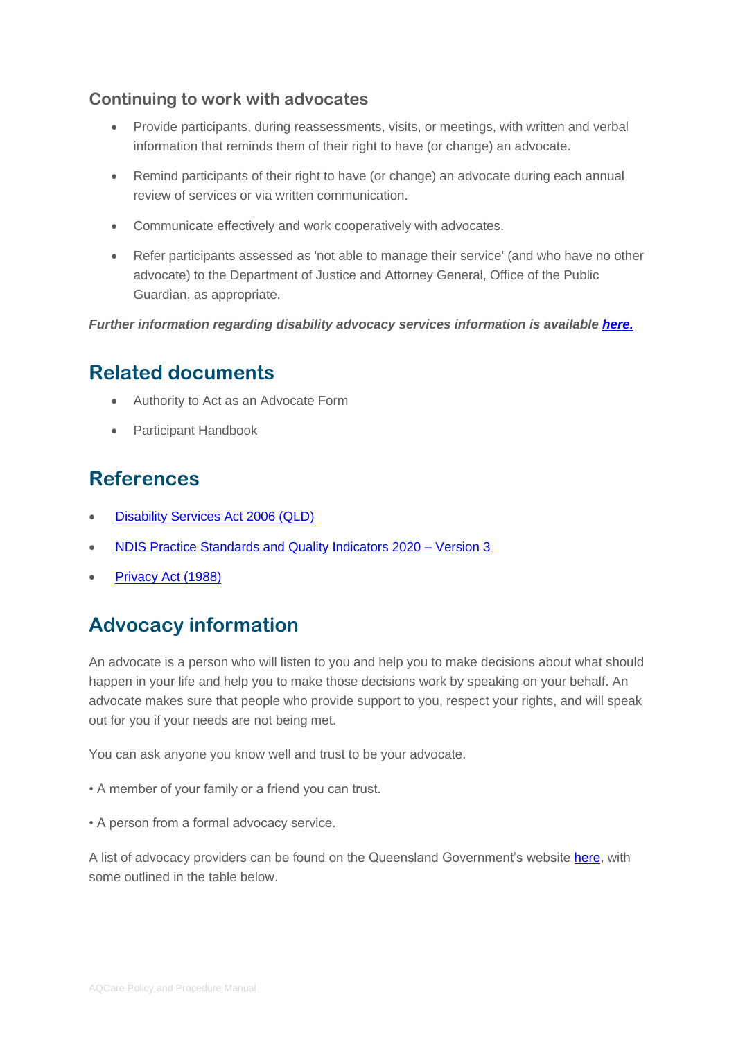### Continuing to work with advocates

- Provide participants, during reassessments, visits, or meetings, with written and verbal information that reminds them of their right to have (or change) an advocate.
- Remind participants of their right to have (or change) an advocate during each annual review of services or via written communication.
- Communicate effectively and work cooperatively with advocates.
- Refer participants assessed as 'not able to manage their service' (and who have no other advocate) to the Department of Justice and Attorney General, Office of the Public Guardian, as appropriate.

***Further information regarding disability advocacy services information is available here.***

## Related documents

- Authority to Act as an Advocate Form
- Participant Handbook

## References

- Disability Services Act 2006 (QLD)
- NDIS Practice Standards and Quality Indicators 2020 – Version 3
- Privacy Act (1988)

## Advocacy information

An advocate is a person who will listen to you and help you to make decisions about what should happen in your life and help you to make those decisions work by speaking on your behalf. An advocate makes sure that people who provide support to you, respect your rights, and will speak out for you if your needs are not being met.

You can ask anyone you know well and trust to be your advocate.

• A member of your family or a friend you can trust.

• A person from a formal advocacy service.

A list of advocacy providers can be found on the Queensland Government's website here, with some outlined in the table below.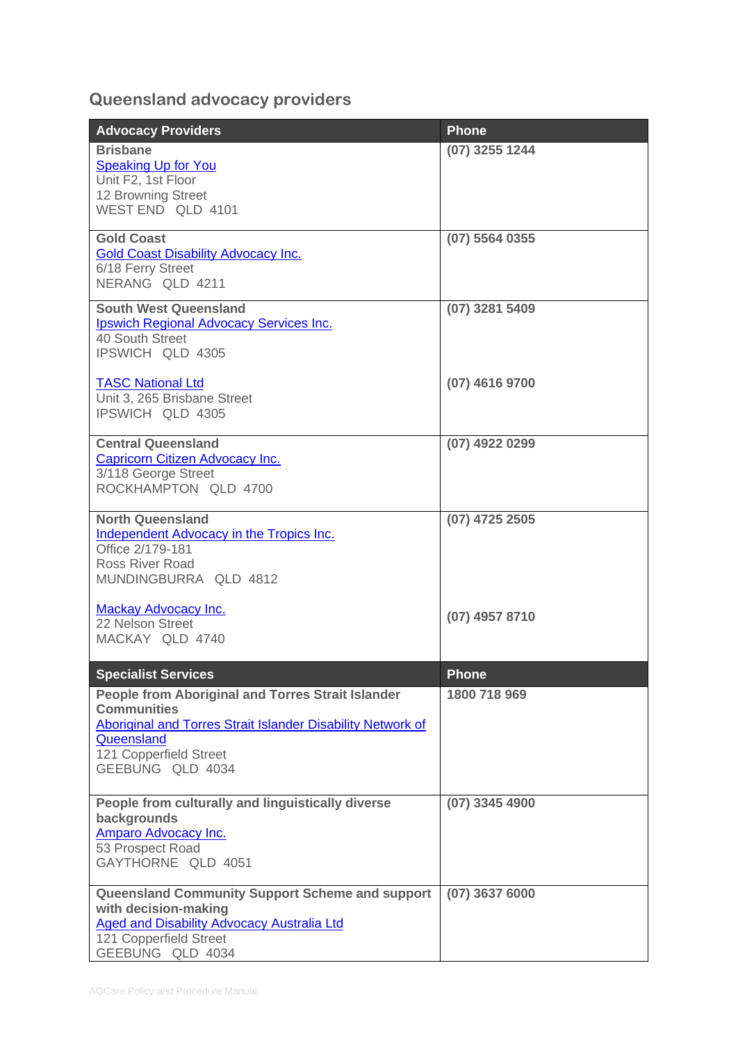## Queensland advocacy providers

| Advocacy Providers | Phone |
|---|---|
| **Brisbane**<br>Speaking Up for You<br>Unit F2, 1st Floor<br>12 Browning Street<br>WEST END QLD 4101 | **(07) 3255 1244** |
| **Gold Coast**<br>Gold Coast Disability Advocacy Inc.<br>6/18 Ferry Street<br>NERANG QLD 4211 | **(07) 5564 0355** |
| **South West Queensland**<br>Ipswich Regional Advocacy Services Inc.<br>40 South Street<br>IPSWICH QLD 4305<br><br>TASC National Ltd<br>Unit 3, 265 Brisbane Street<br>IPSWICH QLD 4305 | **(07) 3281 5409**<br><br><br><br>**(07) 4616 9700** |
| **Central Queensland**<br>Capricorn Citizen Advocacy Inc.<br>3/118 George Street<br>ROCKHAMPTON QLD 4700 | **(07) 4922 0299** |
| **North Queensland**<br>Independent Advocacy in the Tropics Inc.<br>Office 2/179-181<br>Ross River Road<br>MUNDINGBURRA QLD 4812<br><br>Mackay Advocacy Inc.<br>22 Nelson Street<br>MACKAY QLD 4740 | **(07) 4725 2505**<br><br><br><br><br>**(07) 4957 8710** |
| **Specialist Services** | **Phone** |
| **People from Aboriginal and Torres Strait Islander Communities**<br>Aboriginal and Torres Strait Islander Disability Network of Queensland<br>121 Copperfield Street<br>GEEBUNG QLD 4034 | **1800 718 969** |
| **People from culturally and linguistically diverse backgrounds**<br>Amparo Advocacy Inc.<br>53 Prospect Road<br>GAYTHORNE QLD 4051 | **(07) 3345 4900** |
| **Queensland Community Support Scheme and support with decision-making**<br>Aged and Disability Advocacy Australia Ltd<br>121 Copperfield Street<br>GEEBUNG QLD 4034 | **(07) 3637 6000** |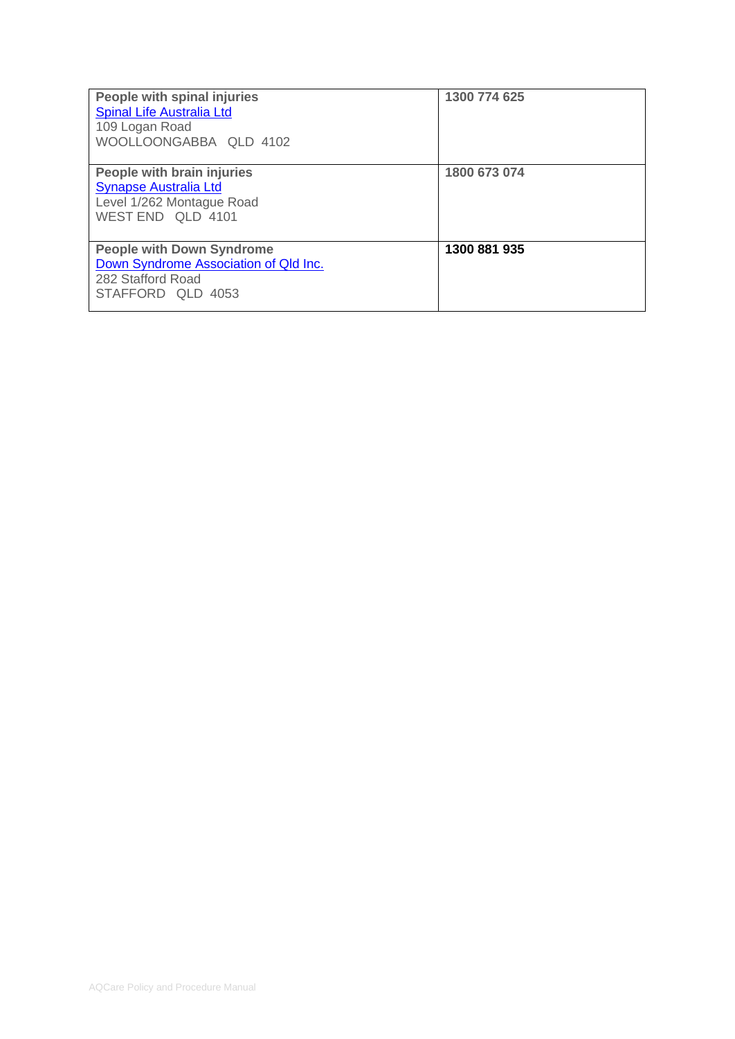| | |
|---|---|
| **People with spinal injuries**<br>Spinal Life Australia Ltd<br>109 Logan Road<br>WOOLLOONGABBA QLD 4102 | **1300 774 625** |
| **People with brain injuries**<br>Synapse Australia Ltd<br>Level 1/262 Montague Road<br>WEST END QLD 4101 | **1800 673 074** |
| **People with Down Syndrome**<br>Down Syndrome Association of Qld Inc.<br>282 Stafford Road<br>STAFFORD QLD 4053 | **1300 881 935** |